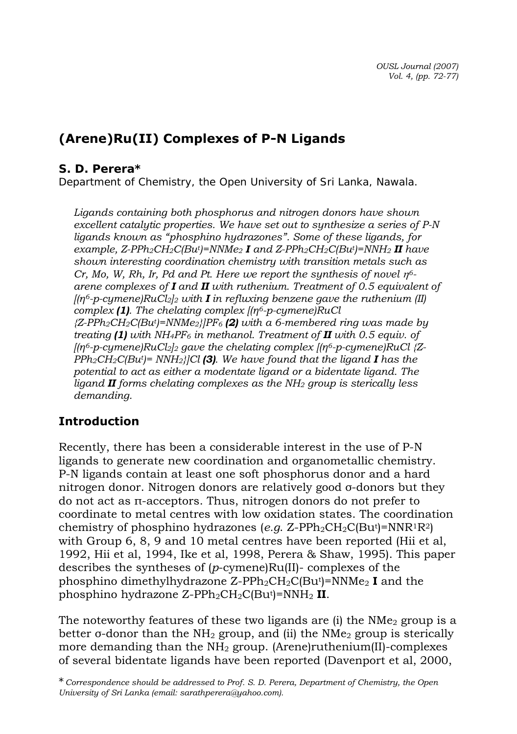# (Arene)Ru(II) Complexes of P-N Ligands

**S. D. Perera***

Department of Chemistry, the Open University of Sri Lanka, Nawala.

*Ligands containing both phosphorus and nitrogen donors have shown excellent catalytic properties. We have set out to synthesize a series of P-N ligands known as "phosphino hydrazones". Some of these ligands, for example, Z-$PPh_2CH_2C(Bu^t)$=$NNMe_2$ **I** and Z-$PPh_2CH_2C(Bu^t)$=$NNH_2$ **II** have shown interesting coordination chemistry with transition metals such as Cr, Mo, W, Rh, Ir, Pd and Pt. Here we report the synthesis of novel $\eta^6$-arene complexes of **I** and **II** with ruthenium. Treatment of 0.5 equivalent of [($\eta^6$-p-cymene)$RuCl_2$]$_2$ with **I** in refluxing benzene gave the ruthenium (II) complex **(1)**. The chelating complex [($\eta^6$-p-cymene)RuCl {Z-$PPh_2CH_2C(Bu^t)$=$NNMe_2$}]$PF_6$ **(2)** with a 6-membered ring was made by treating **(1)** with $NH_4PF_6$ in methanol. Treatment of **II** with 0.5 equiv. of [($\eta^6$-p-cymene)$RuCl_2$]$_2$ gave the chelating complex [($\eta^6$-p-cymene)RuCl {Z-$PPh_2CH_2C(Bu^t)$= $NNH_2$}]Cl **(3)**. We have found that the ligand **I** has the potential to act as either a modentate ligand or a bidentate ligand. The ligand **II** forms chelating complexes as the $NH_2$ group is sterically less demanding.*

## Introduction

Recently, there has been a considerable interest in the use of P-N ligands to generate new coordination and organometallic chemistry. P-N ligands contain at least one soft phosphorus donor and a hard nitrogen donor. Nitrogen donors are relatively good σ-donors but they do not act as π-acceptors. Thus, nitrogen donors do not prefer to coordinate to metal centres with low oxidation states. The coordination chemistry of phosphino hydrazones (*e.g.* Z-$PPh_2CH_2C(Bu^t)$=$NNR^1R^2$) with Group 6, 8, 9 and 10 metal centres have been reported (Hii et al, 1992, Hii et al, 1994, Ike et al, 1998, Perera & Shaw, 1995). This paper describes the syntheses of (*p*-cymene)Ru(II)- complexes of the phosphino dimethylhydrazone Z-$PPh_2CH_2C(Bu^t)$=$NNMe_2$ **I** and the phosphino hydrazone Z-$PPh_2CH_2C(Bu^t)$=$NNH_2$ **II**.

The noteworthy features of these two ligands are (i) the $NMe_2$ group is a better σ-donor than the $NH_2$ group, and (ii) the $NMe_2$ group is sterically more demanding than the $NH_2$ group. (Arene)ruthenium(II)-complexes of several bidentate ligands have been reported (Davenport et al, 2000,

* *Correspondence should be addressed to Prof. S. D. Perera, Department of Chemistry, the Open University of Sri Lanka (email: sarathperera@yahoo.com).*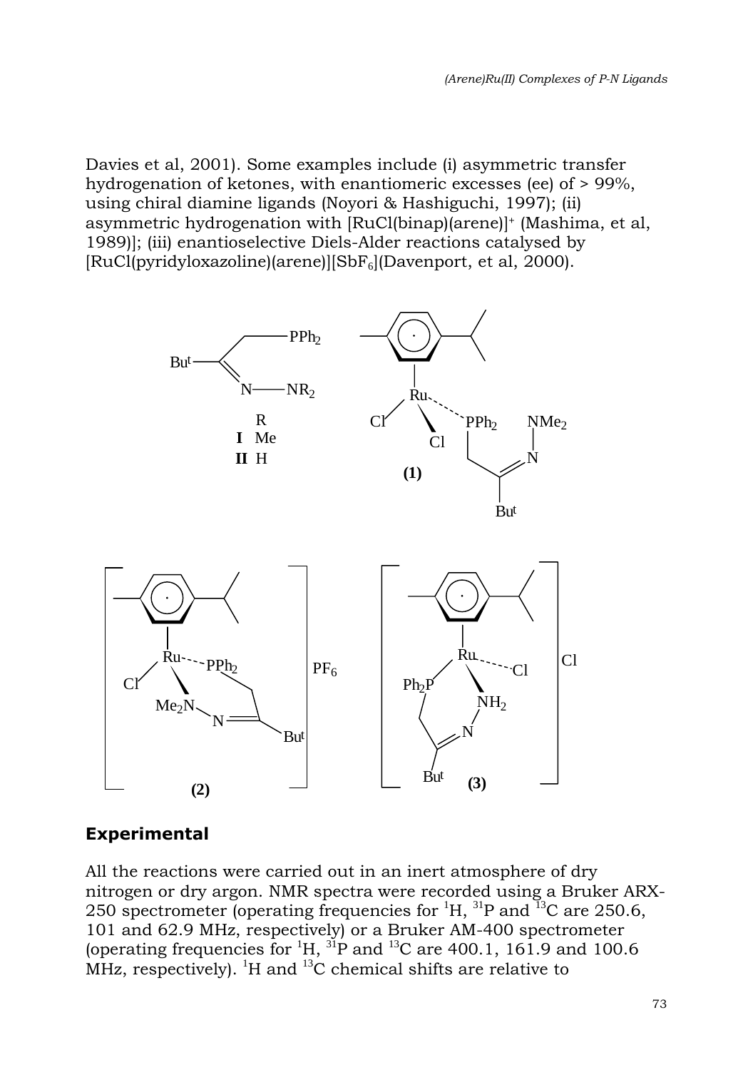Davies et al, 2001). Some examples include (i) asymmetric transfer hydrogenation of ketones, with enantiomeric excesses (ee) of > 99%, using chiral diamine ligands (Noyori & Hashiguchi, 1997); (ii) asymmetric hydrogenation with $[RuCl(binap)(arene)]^{+}$ (Mashima, et al, 1989)]; (iii) enantioselective Diels-Alder reactions catalysed by $[RuCl(pyridyloxazoline)(arene)][SbF_6]$(Davenport, et al, 2000).

$PPh_2$

$Bu^t$

N $NR_2$

R

**I** Me

**II** H

Ru

Cl Cl $PPh_2$ $NMe_2$

N

**(1)**

$Bu^t$

Ru $PPh_2$

Cl

$Me_2N$

N

$Bu^t$

$PF_6$

**(2)**

Ru Cl

$Ph_2P$ $NH_2$

N

$Bu^t$

Cl

**(3)**

## Experimental

All the reactions were carried out in an inert atmosphere of dry nitrogen or dry argon. NMR spectra were recorded using a Bruker ARX-250 spectrometer (operating frequencies for $^{1}H$, $^{31}P$ and $^{13}C$ are 250.6, 101 and 62.9 MHz, respectively) or a Bruker AM-400 spectrometer (operating frequencies for $^{1}H$, $^{31}P$ and $^{13}C$ are 400.1, 161.9 and 100.6 MHz, respectively). $^{1}H$ and $^{13}C$ chemical shifts are relative to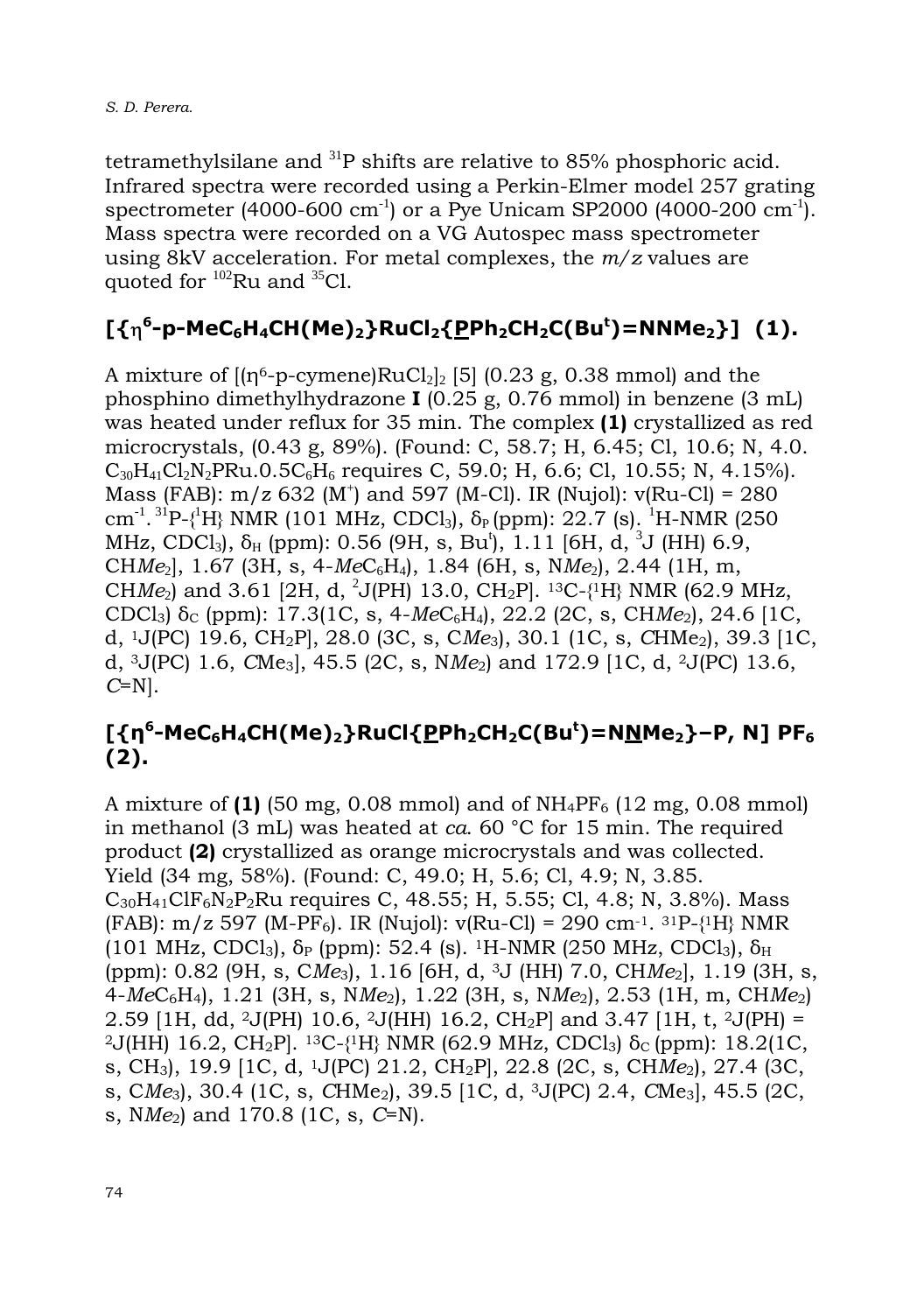tetramethylsilane and $^{31}P$ shifts are relative to 85% phosphoric acid. Infrared spectra were recorded using a Perkin-Elmer model 257 grating spectrometer (4000-600 $cm^{-1}$) or a Pye Unicam SP2000 (4000-200 $cm^{-1}$). Mass spectra were recorded on a VG Autospec mass spectrometer using 8kV acceleration. For metal complexes, the *m/z* values are quoted for $^{102}Ru$ and $^{35}Cl$.

## [{$\eta^6$-p-MeC$_6$H$_4$CH(Me)$_2$}RuCl$_2${PPh$_2$CH$_2$C(Bu$^t$)=NNMe$_2$}] (1).

A mixture of [($\eta^6$-p-cymene)RuCl$_2$]$_2$ [5] (0.23 g, 0.38 mmol) and the phosphino dimethylhydrazone **I** (0.25 g, 0.76 mmol) in benzene (3 mL) was heated under reflux for 35 min. The complex **(1)** crystallized as red microcrystals, (0.43 g, 89%). (Found: C, 58.7; H, 6.45; Cl, 10.6; N, 4.0. $C_{30}H_{41}Cl_2N_2PRu.0.5C_6H_6$ requires C, 59.0; H, 6.6; Cl, 10.55; N, 4.15%). Mass (FAB): m/z 632 ($M^+$) and 597 (M-Cl). IR (Nujol): ν(Ru-Cl) = 280 $cm^{-1}$. $^{31}P$-{$^1H$} NMR (101 MHz, $CDCl_3$), $\delta_P$ (ppm): 22.7 (s). $^1H$-NMR (250 MHz, $CDCl_3$), $\delta_H$ (ppm): 0.56 (9H, s, Bu$^t$), 1.11 [6H, d, $^3J$ (HH) 6.9, CH*Me*$_2$], 1.67 (3H, s, 4-*Me*C$_6$H$_4$), 1.84 (6H, s, N*Me*$_2$), 2.44 (1H, m, CH*Me*$_2$) and 3.61 [2H, d, $^2J$(PH) 13.0, CH$_2$P]. $^{13}C$-{$^1H$} NMR (62.9 MHz, $CDCl_3$) $\delta_C$ (ppm): 17.3(1C, s, 4-*Me*C$_6$H$_4$), 22.2 (2C, s, CH*Me*$_2$), 24.6 [1C, d, $^1J$(PC) 19.6, CH$_2$P], 28.0 (3C, s, C*Me*$_3$), 30.1 (1C, s, *C*HMe$_2$), 39.3 [1C, d, $^3J$(PC) 1.6, *C*Me$_3$], 45.5 (2C, s, N*Me*$_2$) and 172.9 [1C, d, $^2J$(PC) 13.6, *C*=N].

## [{$\eta^6$-MeC$_6$H$_4$CH(Me)$_2$}RuCl{PPh$_2$CH$_2$C(Bu$^t$)=NNMe$_2$}–P, N] PF$_6$ (2).

A mixture of **(1)** (50 mg, 0.08 mmol) and of $NH_4PF_6$ (12 mg, 0.08 mmol) in methanol (3 mL) was heated at *ca*. 60 °C for 15 min. The required product **(2)** crystallized as orange microcrystals and was collected. Yield (34 mg, 58%). (Found: C, 49.0; H, 5.6; Cl, 4.9; N, 3.85. $C_{30}H_{41}ClF_6N_2P_2Ru$ requires C, 48.55; H, 5.55; Cl, 4.8; N, 3.8%). Mass (FAB): m/z 597 (M-PF$_6$). IR (Nujol): ν(Ru-Cl) = 290 $cm^{-1}$. $^{31}P$-{$^1H$} NMR (101 MHz, $CDCl_3$), $\delta_P$ (ppm): 52.4 (s). $^1H$-NMR (250 MHz, $CDCl_3$), $\delta_H$ (ppm): 0.82 (9H, s, C*Me*$_3$), 1.16 [6H, d, $^3J$ (HH) 7.0, CH*Me*$_2$], 1.19 (3H, s, 4-*Me*C$_6$H$_4$), 1.21 (3H, s, N*Me*$_2$), 1.22 (3H, s, N*Me*$_2$), 2.53 (1H, m, CH*Me*$_2$) 2.59 [1H, dd, $^2J$(PH) 10.6, $^2J$(HH) 16.2, CH$_2$P] and 3.47 [1H, t, $^2J$(PH) = $^2J$(HH) 16.2, CH$_2$P]. $^{13}C$-{$^1H$} NMR (62.9 MHz, $CDCl_3$) $\delta_C$ (ppm): 18.2(1C, s, CH$_3$), 19.9 [1C, d, $^1J$(PC) 21.2, CH$_2$P], 22.8 (2C, s, CH*Me*$_2$), 27.4 (3C, s, C*Me*$_3$), 30.4 (1C, s, *C*HMe$_2$), 39.5 [1C, d, $^3J$(PC) 2.4, *C*Me$_3$], 45.5 (2C, s, N*Me*$_2$) and 170.8 (1C, s, *C*=N).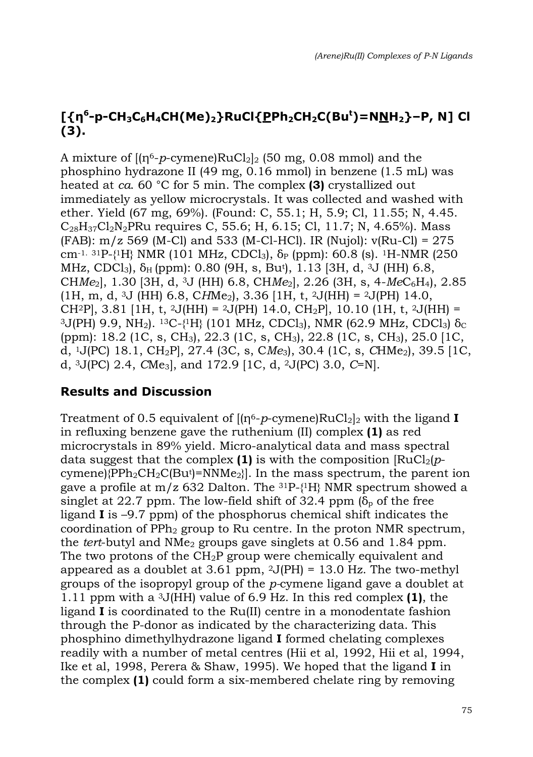### [{$\eta^6$-p-$CH_3C_6H_4CH(Me)_2$}RuCl{<u>P</u>$Ph_2CH_2C(Bu^t)$=N<u>N</u>$H_2$}–P, N] Cl (3).

A mixture of [($\eta^6$-*p*-cymene)$RuCl_2$]$_2$ (50 mg, 0.08 mmol) and the phosphino hydrazone II (49 mg, 0.16 mmol) in benzene (1.5 mL) was heated at *ca*. 60 °C for 5 min. The complex **(3)** crystallized out immediately as yellow microcrystals. It was collected and washed with ether. Yield (67 mg, 69%). (Found: C, 55.1; H, 5.9; Cl, 11.55; N, 4.45. $C_{28}H_{37}Cl_2N_2PRu$ requires C, 55.6; H, 6.15; Cl, 11.7; N, 4.65%). Mass (FAB): m/z 569 (M-Cl) and 533 (M-Cl-HCl). IR (Nujol): ν(Ru-Cl) = 275 $cm^{-1}$. $^{31}P$-{$^1H$} NMR (101 MHz, $CDCl_3$), $\delta_P$ (ppm): 60.8 (s). $^1H$-NMR (250 MHz, $CDCl_3$), $\delta_H$ (ppm): 0.80 (9H, s, $Bu^t$), 1.13 [3H, d, $^3J$ (HH) 6.8, CH*Me*$_2$], 1.30 [3H, d, $^3J$ (HH) 6.8, CH*Me*$_2$], 2.26 (3H, s, 4-*Me*$C_6H_4$), 2.85 (1H, m, d, $^3J$ (HH) 6.8, C*H*$Me_2$), 3.36 [1H, t, $^2J$(HH) = $^2J$(PH) 14.0, $CH^2P$], 3.81 [1H, t, $^2J$(HH) = $^2J$(PH) 14.0, $CH_2P$], 10.10 (1H, t, $^2J$(HH) = $^3J$(PH) 9.9, $NH_2$). $^{13}C$-{$^1H$} (101 MHz, $CDCl_3$), NMR (62.9 MHz, $CDCl_3$) $\delta_C$ (ppm): 18.2 (1C, s, $CH_3$), 22.3 (1C, s, $CH_3$), 22.8 (1C, s, $CH_3$), 25.0 [1C, d, $^1J$(PC) 18.1, $CH_2P$], 27.4 (3C, s, C*Me*$_3$), 30.4 (1C, s, *C*H$Me_2$), 39.5 [1C, d, $^3J$(PC) 2.4, *C*$Me_3$], and 172.9 [1C, d, $^2J$(PC) 3.0, *C*=N].

## Results and Discussion

Treatment of 0.5 equivalent of [($\eta^6$-*p*-cymene)$RuCl_2$]$_2$ with the ligand **I** in refluxing benzene gave the ruthenium (II) complex **(1)** as red microcrystals in 89% yield. Micro-analytical data and mass spectral data suggest that the complex **(1)** is with the composition [$RuCl_2$(*p*-cymene){$PPh_2CH_2C(Bu^t)$=$NNMe_2$}]. In the mass spectrum, the parent ion gave a profile at m/z 632 Dalton. The $^{31}P$-{$^1H$} NMR spectrum showed a singlet at 22.7 ppm. The low-field shift of 32.4 ppm ($\delta_p$ of the free ligand **I** is –9.7 ppm) of the phosphorus chemical shift indicates the coordination of $PPh_2$ group to Ru centre. In the proton NMR spectrum, the *tert*-butyl and $NMe_2$ groups gave singlets at 0.56 and 1.84 ppm. The two protons of the $CH_2P$ group were chemically equivalent and appeared as a doublet at 3.61 ppm, $^2J$(PH) = 13.0 Hz. The two-methyl groups of the isopropyl group of the *p*-cymene ligand gave a doublet at 1.11 ppm with a $^3J$(HH) value of 6.9 Hz. In this red complex **(1)**, the ligand **I** is coordinated to the Ru(II) centre in a monodentate fashion through the P-donor as indicated by the characterizing data. This phosphino dimethylhydrazone ligand **I** formed chelating complexes readily with a number of metal centres (Hii et al, 1992, Hii et al, 1994, Ike et al, 1998, Perera & Shaw, 1995). We hoped that the ligand **I** in the complex **(1)** could form a six-membered chelate ring by removing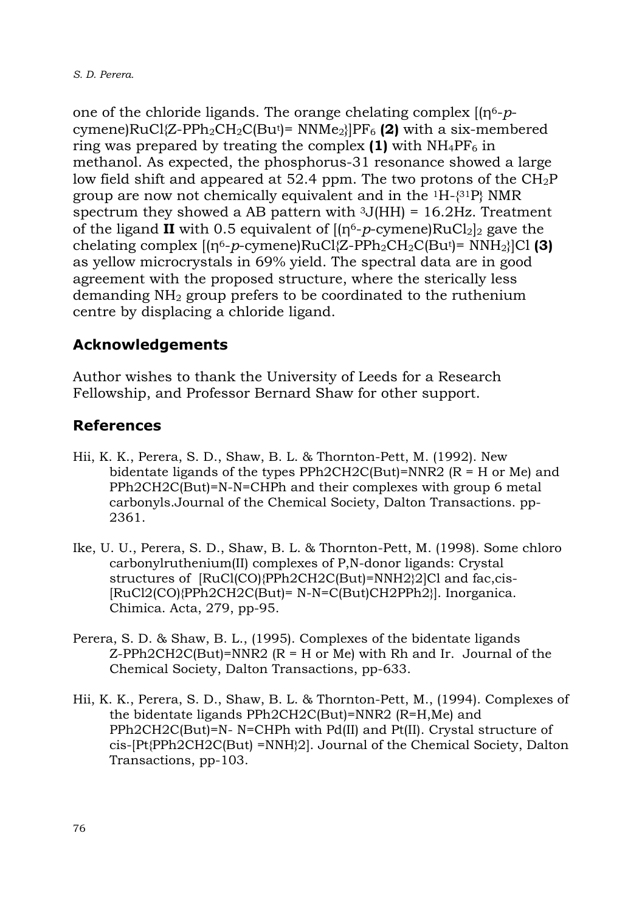one of the chloride ligands. The orange chelating complex [(η$^6$-*p*-cymene)RuCl{Z-$PPh_2CH_2C(Bu^t)$= $NNMe_2$}]$PF_6$ **(2)** with a six-membered ring was prepared by treating the complex **(1)** with $NH_4PF_6$ in methanol. As expected, the phosphorus-31 resonance showed a large low field shift and appeared at 52.4 ppm. The two protons of the $CH_2P$ group are now not chemically equivalent and in the $^1H$-{$^{31}P$} NMR spectrum they showed a AB pattern with $^3J(HH)$ = 16.2Hz. Treatment of the ligand **II** with 0.5 equivalent of [(η$^6$-*p*-cymene)$RuCl_2$]$_2$ gave the chelating complex [(η$^6$-*p*-cymene)RuCl{Z-$PPh_2CH_2C(Bu^t)$= $NNH_2$}]Cl **(3)** as yellow microcrystals in 69% yield. The spectral data are in good agreement with the proposed structure, where the sterically less demanding $NH_2$ group prefers to be coordinated to the ruthenium centre by displacing a chloride ligand.

## Acknowledgements

Author wishes to thank the University of Leeds for a Research Fellowship, and Professor Bernard Shaw for other support.

## References

Hii, K. K., Perera, S. D., Shaw, B. L. & Thornton-Pett, M. (1992). New bidentate ligands of the types PPh2CH2C(But)=NNR2 (R = H or Me) and PPh2CH2C(But)=N-N=CHPh and their complexes with group 6 metal carbonyls.Journal of the Chemical Society, Dalton Transactions. pp-2361.

Ike, U. U., Perera, S. D., Shaw, B. L. & Thornton-Pett, M. (1998). Some chloro carbonylruthenium(II) complexes of P,N-donor ligands: Crystal structures of [RuCl(CO){PPh2CH2C(But)=NNH2}2]Cl and fac,cis-[RuCl2(CO){PPh2CH2C(But)= N-N=C(But)CH2PPh2}]. Inorganica. Chimica. Acta, 279, pp-95.

Perera, S. D. & Shaw, B. L., (1995). Complexes of the bidentate ligands Z-PPh2CH2C(But)=NNR2 (R = H or Me) with Rh and Ir. Journal of the Chemical Society, Dalton Transactions, pp-633.

Hii, K. K., Perera, S. D., Shaw, B. L. & Thornton-Pett, M., (1994). Complexes of the bidentate ligands PPh2CH2C(But)=NNR2 (R=H,Me) and PPh2CH2C(But)=N- N=CHPh with Pd(II) and Pt(II). Crystal structure of cis-[Pt{PPh2CH2C(But) =NNH}2]. Journal of the Chemical Society, Dalton Transactions, pp-103.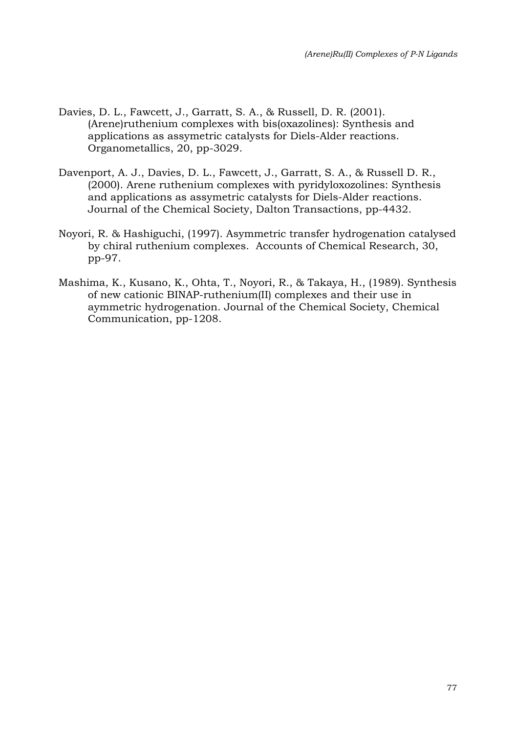Davies, D. L., Fawcett, J., Garratt, S. A., & Russell, D. R. (2001). (Arene)ruthenium complexes with bis(oxazolines): Synthesis and applications as assymetric catalysts for Diels-Alder reactions. Organometallics, 20, pp-3029.

Davenport, A. J., Davies, D. L., Fawcett, J., Garratt, S. A., & Russell D. R., (2000). Arene ruthenium complexes with pyridyloxozolines: Synthesis and applications as assymetric catalysts for Diels-Alder reactions. Journal of the Chemical Society, Dalton Transactions, pp-4432.

Noyori, R. & Hashiguchi, (1997). Asymmetric transfer hydrogenation catalysed by chiral ruthenium complexes. Accounts of Chemical Research, 30, pp-97.

Mashima, K., Kusano, K., Ohta, T., Noyori, R., & Takaya, H., (1989). Synthesis of new cationic BINAP-ruthenium(II) complexes and their use in aymmetric hydrogenation. Journal of the Chemical Society, Chemical Communication, pp-1208.